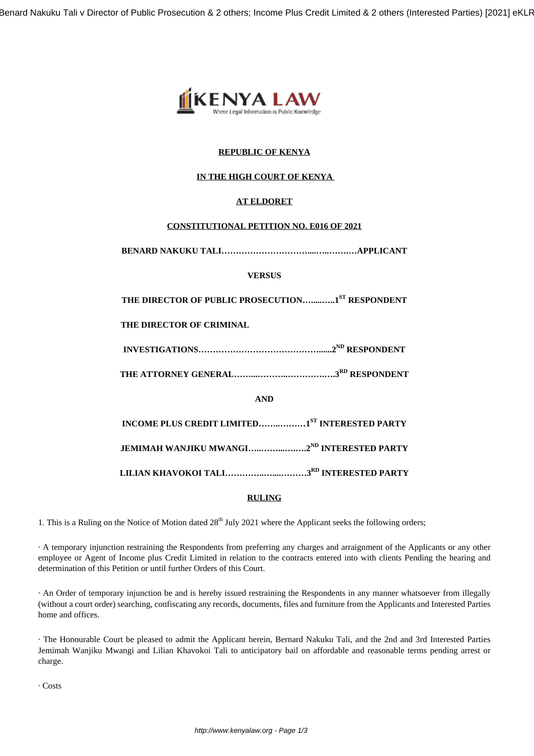**REPUBLIC OF KENYA**

**IN THE HIGH COURT OF KENYA**

**AT ELDORET**

**CONSTITUTIONAL PETITION NO. E016 OF 2021**

**BENARD NAKUKU TALI…………………………....…..…….…APPLICANT**

**VERSUS**

**THE DIRECTOR OF PUBLIC PROSECUTION…......…..1ST RESPONDENT**

**THE DIRECTOR OF CRIMINAL**

**INVESTIGATIONS…………………………………….......2ND RESPONDENT**

**THE ATTORNEY GENERAL……....………....…………….3RD RESPONDENT**

**AND**

**INCOME PLUS CREDIT LIMITED…….………1ST INTERESTED PARTY**

**JEMIMAH WANJIKU MWANGI…..……...…….2ND INTERESTED PARTY**

**LILIAN KHAVOKOI TALI…………..…....………3RD INTERESTED PARTY**

**RULING**

1. This is a Ruling on the Notice of Motion dated 28th July 2021 where the Applicant seeks the following orders;

· A temporary injunction restraining the Respondents from preferring any charges and arraignment of the Applicants or any other employee or Agent of Income plus Credit Limited in relation to the contracts entered into with clients Pending the hearing and determination of this Petition or until further Orders of this Court.

· An Order of temporary injunction be and is hereby issued restraining the Respondents in any manner whatsoever from illegally (without a court order) searching, confiscating any records, documents, files and furniture from the Applicants and Interested Parties home and offices.

· The Honourable Court be pleased to admit the Applicant herein, Bernard Nakuku Tali, and the 2nd and 3rd Interested Parties Jemimah Wanjiku Mwangi and Lilian Khavokoi Tali to anticipatory bail on affordable and reasonable terms pending arrest or charge.

· Costs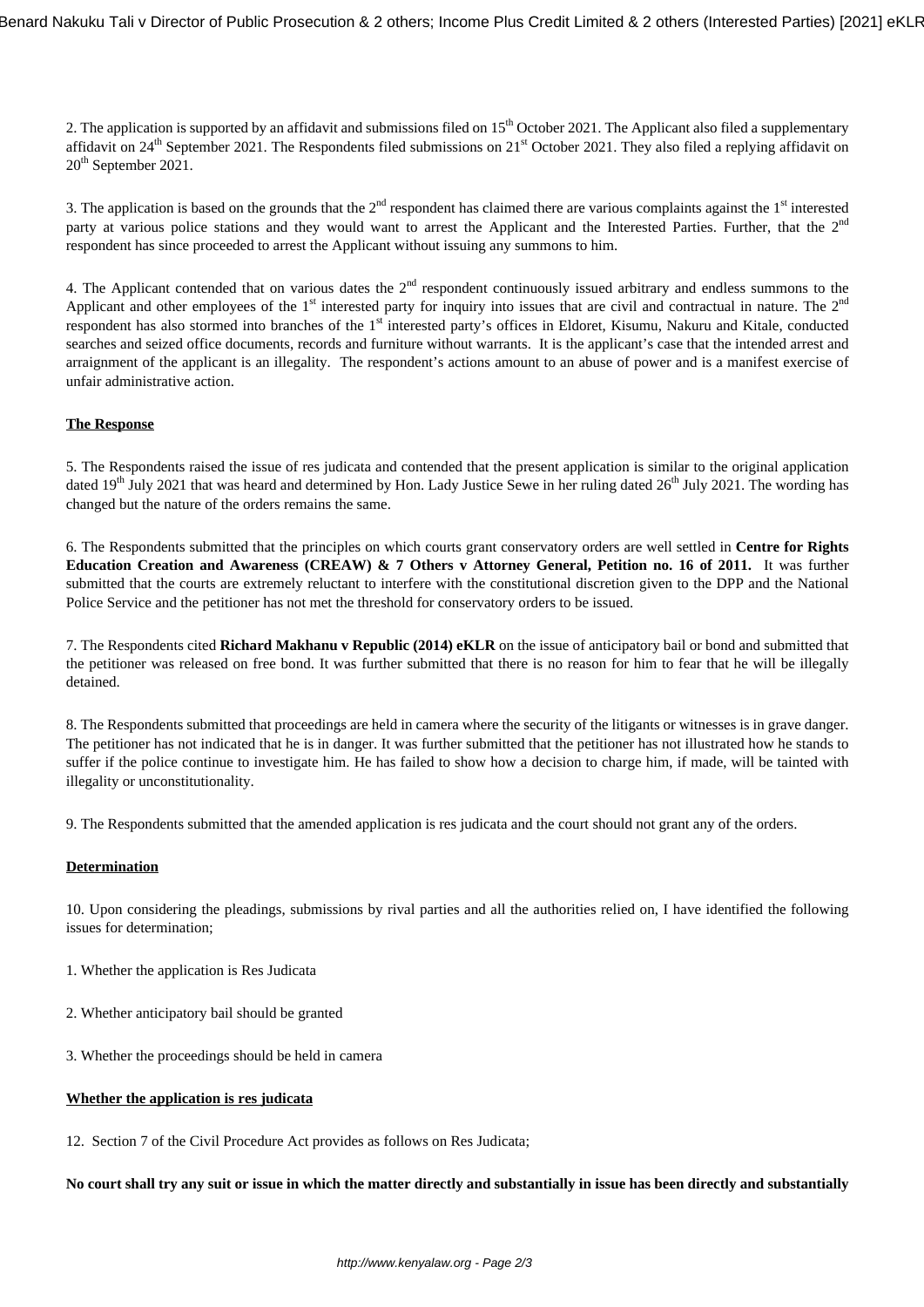2. The application is supported by an affidavit and submissions filed on 15th October 2021. The Applicant also filed a supplementary affidavit on 24th September 2021. The Respondents filed submissions on 21st October 2021. They also filed a replying affidavit on 20th September 2021.

3. The application is based on the grounds that the 2nd respondent has claimed there are various complaints against the 1st interested party at various police stations and they would want to arrest the Applicant and the Interested Parties. Further, that the 2nd respondent has since proceeded to arrest the Applicant without issuing any summons to him.

4. The Applicant contended that on various dates the 2nd respondent continuously issued arbitrary and endless summons to the Applicant and other employees of the 1st interested party for inquiry into issues that are civil and contractual in nature. The 2nd respondent has also stormed into branches of the 1st interested party's offices in Eldoret, Kisumu, Nakuru and Kitale, conducted searches and seized office documents, records and furniture without warrants. It is the applicant's case that the intended arrest and arraignment of the applicant is an illegality. The respondent's actions amount to an abuse of power and is a manifest exercise of unfair administrative action.

**The Response**

5. The Respondents raised the issue of res judicata and contended that the present application is similar to the original application dated 19th July 2021 that was heard and determined by Hon. Lady Justice Sewe in her ruling dated 26th July 2021. The wording has changed but the nature of the orders remains the same.

6. The Respondents submitted that the principles on which courts grant conservatory orders are well settled in **Centre for Rights Education Creation and Awareness (CREAW) & 7 Others v Attorney General, Petition no. 16 of 2011.** It was further submitted that the courts are extremely reluctant to interfere with the constitutional discretion given to the DPP and the National Police Service and the petitioner has not met the threshold for conservatory orders to be issued.

7. The Respondents cited **Richard Makhanu v Republic (2014) eKLR** on the issue of anticipatory bail or bond and submitted that the petitioner was released on free bond. It was further submitted that there is no reason for him to fear that he will be illegally detained.

8. The Respondents submitted that proceedings are held in camera where the security of the litigants or witnesses is in grave danger. The petitioner has not indicated that he is in danger. It was further submitted that the petitioner has not illustrated how he stands to suffer if the police continue to investigate him. He has failed to show how a decision to charge him, if made, will be tainted with illegality or unconstitutionality.

9. The Respondents submitted that the amended application is res judicata and the court should not grant any of the orders.

**Determination**

10. Upon considering the pleadings, submissions by rival parties and all the authorities relied on, I have identified the following issues for determination;

1. Whether the application is Res Judicata

2. Whether anticipatory bail should be granted

3. Whether the proceedings should be held in camera

**Whether the application is res judicata**

12. Section 7 of the Civil Procedure Act provides as follows on Res Judicata;

**No court shall try any suit or issue in which the matter directly and substantially in issue has been directly and substantially**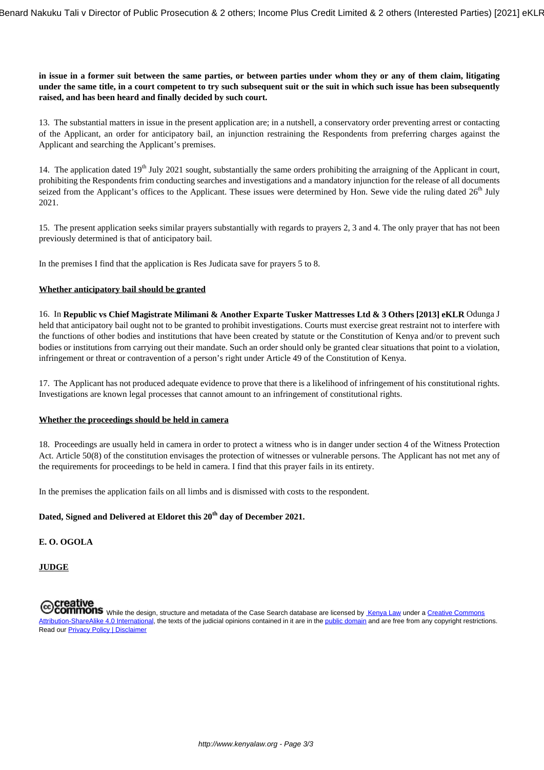**in issue in a former suit between the same parties, or between parties under whom they or any of them claim, litigating under the same title, in a court competent to try such subsequent suit or the suit in which such issue has been subsequently raised, and has been heard and finally decided by such court.**

13. The substantial matters in issue in the present application are; in a nutshell, a conservatory order preventing arrest or contacting of the Applicant, an order for anticipatory bail, an injunction restraining the Respondents from preferring charges against the Applicant and searching the Applicant's premises.

14. The application dated 19th July 2021 sought, substantially the same orders prohibiting the arraigning of the Applicant in court, prohibiting the Respondents frim conducting searches and investigations and a mandatory injunction for the release of all documents seized from the Applicant's offices to the Applicant. These issues were determined by Hon. Sewe vide the ruling dated 26th July 2021.

15. The present application seeks similar prayers substantially with regards to prayers 2, 3 and 4. The only prayer that has not been previously determined is that of anticipatory bail.

In the premises I find that the application is Res Judicata save for prayers 5 to 8.

**Whether anticipatory bail should be granted**

16. In **Republic vs Chief Magistrate Milimani & Another Exparte Tusker Mattresses Ltd & 3 Others [2013] eKLR** Odunga J held that anticipatory bail ought not to be granted to prohibit investigations. Courts must exercise great restraint not to interfere with the functions of other bodies and institutions that have been created by statute or the Constitution of Kenya and/or to prevent such bodies or institutions from carrying out their mandate. Such an order should only be granted clear situations that point to a violation, infringement or threat or contravention of a person's right under Article 49 of the Constitution of Kenya.

17. The Applicant has not produced adequate evidence to prove that there is a likelihood of infringement of his constitutional rights. Investigations are known legal processes that cannot amount to an infringement of constitutional rights.

**Whether the proceedings should be held in camera**

18. Proceedings are usually held in camera in order to protect a witness who is in danger under section 4 of the Witness Protection Act. Article 50(8) of the constitution envisages the protection of witnesses or vulnerable persons. The Applicant has not met any of the requirements for proceedings to be held in camera. I find that this prayer fails in its entirety.

In the premises the application fails on all limbs and is dismissed with costs to the respondent.

**Dated, Signed and Delivered at Eldoret this 20th day of December 2021.**

**E. O. OGOLA**

**JUDGE**

While the design, structure and metadata of the Case Search database are licensed by Kenya Law under a Creative Commons Attribution-ShareAlike 4.0 International, the texts of the judicial opinions contained in it are in the public domain and are free from any copyright restrictions. Read our Privacy Policy | Disclaimer